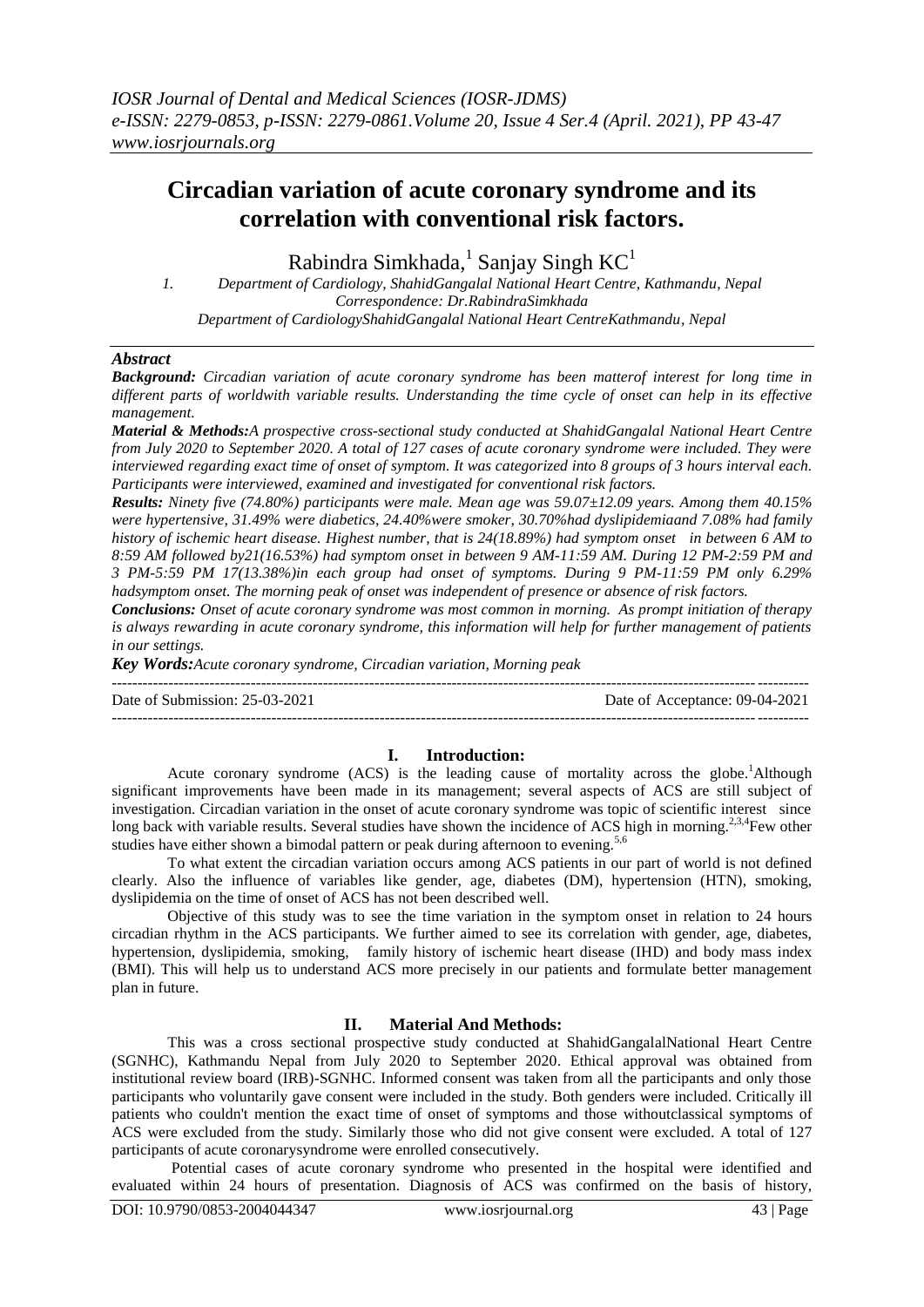# Circadian variation of acute coronary syndrome and its correlation with conventional risk factors.

Rabindra Simkhada,[1] Sanjay Singh KC[1]

1. Department of Cardiology, ShahidGangalal National Heart Centre, Kathmandu, Nepal
Correspondence: Dr.RabindraSimkhada
Department of CardiologyShahidGangalal National Heart CentreKathmandu, Nepal

### *Abstract*

***Background:*** *Circadian variation of acute coronary syndrome has been matterof interest for long time in different parts of worldwith variable results. Understanding the time cycle of onset can help in its effective management.*

***Material & Methods:*** *A prospective cross-sectional study conducted at ShahidGangalal National Heart Centre from July 2020 to September 2020. A total of 127 cases of acute coronary syndrome were included. They were interviewed regarding exact time of onset of symptom. It was categorized into 8 groups of 3 hours interval each. Participants were interviewed, examined and investigated for conventional risk factors.*

***Results:*** *Ninety five (74.80%) participants were male. Mean age was 59.07±12.09 years. Among them 40.15% were hypertensive, 31.49% were diabetics, 24.40%were smoker, 30.70%had dyslipidemiaand 7.08% had family history of ischemic heart disease. Highest number, that is 24(18.89%) had symptom onset in between 6 AM to 8:59 AM followed by21(16.53%) had symptom onset in between 9 AM-11:59 AM. During 12 PM-2:59 PM and 3 PM-5:59 PM 17(13.38%)in each group had onset of symptoms. During 9 PM-11:59 PM only 6.29% hadsymptom onset. The morning peak of onset was independent of presence or absence of risk factors.*

***Conclusions:*** *Onset of acute coronary syndrome was most common in morning. As prompt initiation of therapy is always rewarding in acute coronary syndrome, this information will help for further management of patients in our settings.*

***Key Words:*** *Acute coronary syndrome, Circadian variation, Morning peak*

Date of Submission: 25-03-2021 Date of Acceptance: 09-04-2021

## I. Introduction:

Acute coronary syndrome (ACS) is the leading cause of mortality across the globe.[1]Although significant improvements have been made in its management; several aspects of ACS are still subject of investigation. Circadian variation in the onset of acute coronary syndrome was topic of scientific interest since long back with variable results. Several studies have shown the incidence of ACS high in morning.[2,3,4]Few other studies have either shown a bimodal pattern or peak during afternoon to evening.[5,6]

To what extent the circadian variation occurs among ACS patients in our part of world is not defined clearly. Also the influence of variables like gender, age, diabetes (DM), hypertension (HTN), smoking, dyslipidemia on the time of onset of ACS has not been described well.

Objective of this study was to see the time variation in the symptom onset in relation to 24 hours circadian rhythm in the ACS participants. We further aimed to see its correlation with gender, age, diabetes, hypertension, dyslipidemia, smoking, family history of ischemic heart disease (IHD) and body mass index (BMI). This will help us to understand ACS more precisely in our patients and formulate better management plan in future.

## II. Material And Methods:

This was a cross sectional prospective study conducted at ShahidGangalalNational Heart Centre (SGNHC), Kathmandu Nepal from July 2020 to September 2020. Ethical approval was obtained from institutional review board (IRB)-SGNHC. Informed consent was taken from all the participants and only those participants who voluntarily gave consent were included in the study. Both genders were included. Critically ill patients who couldn't mention the exact time of onset of symptoms and those withoutclassical symptoms of ACS were excluded from the study. Similarly those who did not give consent were excluded. A total of 127 participants of acute coronarysyndrome were enrolled consecutively.

Potential cases of acute coronary syndrome who presented in the hospital were identified and evaluated within 24 hours of presentation. Diagnosis of ACS was confirmed on the basis of history,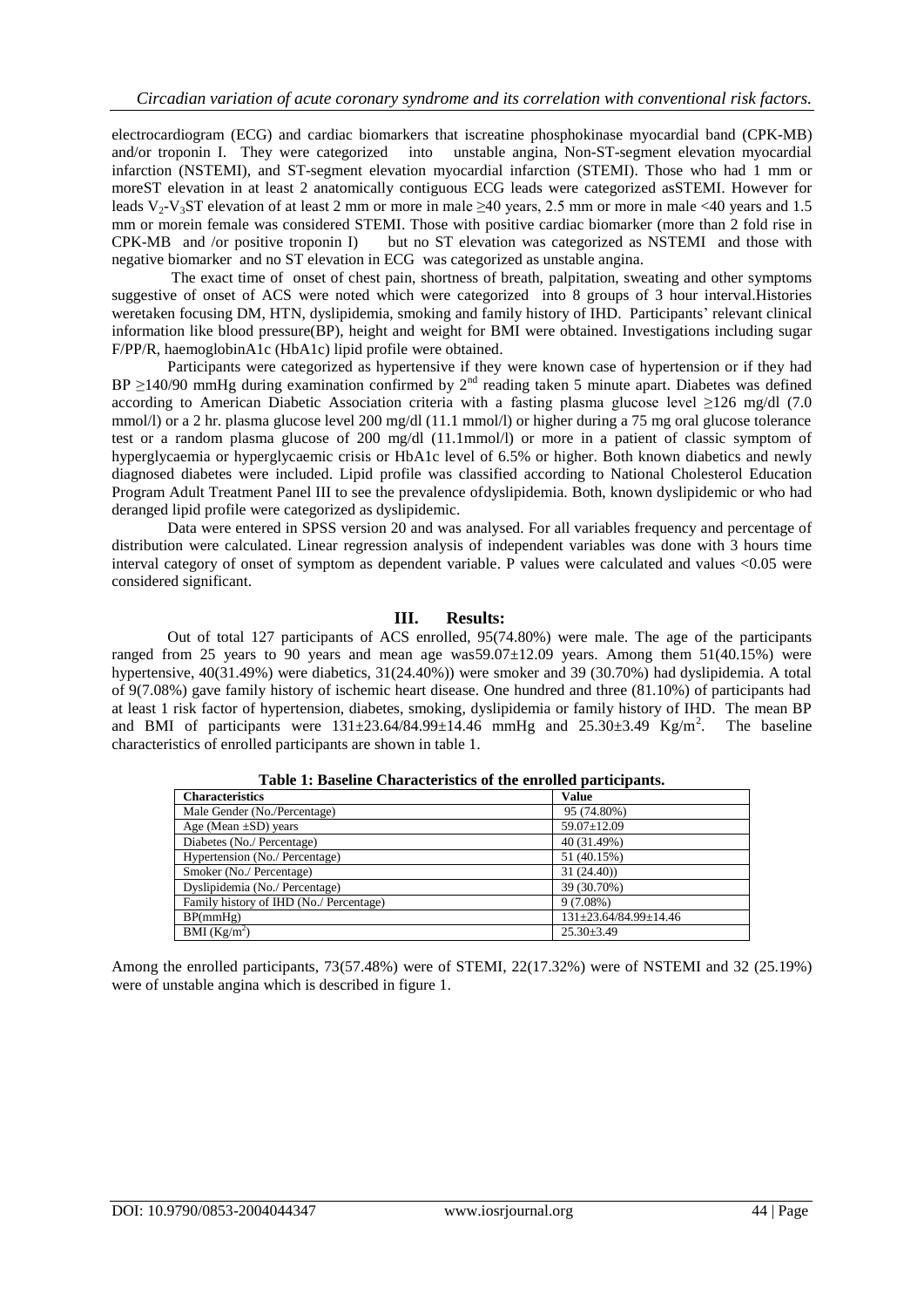electrocardiogram (ECG) and cardiac biomarkers that iscreatine phosphokinase myocardial band (CPK-MB) and/or troponin I. They were categorized into unstable angina, Non-ST-segment elevation myocardial infarction (NSTEMI), and ST-segment elevation myocardial infarction (STEMI). Those who had 1 mm or moreST elevation in at least 2 anatomically contiguous ECG leads were categorized asSTEMI. However for leads $V_2$-$V_3$ST elevation of at least 2 mm or more in male ≥40 years, 2.5 mm or more in male <40 years and 1.5 mm or morein female was considered STEMI. Those with positive cardiac biomarker (more than 2 fold rise in CPK-MB and /or positive troponin I) but no ST elevation was categorized as NSTEMI and those with negative biomarker and no ST elevation in ECG was categorized as unstable angina.

The exact time of onset of chest pain, shortness of breath, palpitation, sweating and other symptoms suggestive of onset of ACS were noted which were categorized into 8 groups of 3 hour interval.Histories weretaken focusing DM, HTN, dyslipidemia, smoking and family history of IHD. Participants' relevant clinical information like blood pressure(BP), height and weight for BMI were obtained. Investigations including sugar F/PP/R, haemoglobinA1c (HbA1c) lipid profile were obtained.

Participants were categorized as hypertensive if they were known case of hypertension or if they had BP ≥140/90 mmHg during examination confirmed by 2nd reading taken 5 minute apart. Diabetes was defined according to American Diabetic Association criteria with a fasting plasma glucose level ≥126 mg/dl (7.0 mmol/l) or a 2 hr. plasma glucose level 200 mg/dl (11.1 mmol/l) or higher during a 75 mg oral glucose tolerance test or a random plasma glucose of 200 mg/dl (11.1mmol/l) or more in a patient of classic symptom of hyperglycaemia or hyperglycaemic crisis or HbA1c level of 6.5% or higher. Both known diabetics and newly diagnosed diabetes were included. Lipid profile was classified according to National Cholesterol Education Program Adult Treatment Panel III to see the prevalence ofdyslipidemia. Both, known dyslipidemic or who had deranged lipid profile were categorized as dyslipidemic.

Data were entered in SPSS version 20 and was analysed. For all variables frequency and percentage of distribution were calculated. Linear regression analysis of independent variables was done with 3 hours time interval category of onset of symptom as dependent variable. P values were calculated and values <0.05 were considered significant.

## III. Results:

Out of total 127 participants of ACS enrolled, 95(74.80%) were male. The age of the participants ranged from 25 years to 90 years and mean age was59.07±12.09 years. Among them 51(40.15%) were hypertensive, 40(31.49%) were diabetics, 31(24.40%)) were smoker and 39 (30.70%) had dyslipidemia. A total of 9(7.08%) gave family history of ischemic heart disease. One hundred and three (81.10%) of participants had at least 1 risk factor of hypertension, diabetes, smoking, dyslipidemia or family history of IHD. The mean BP and BMI of participants were 131±23.64/84.99±14.46 mmHg and 25.30±3.49 Kg/m$^2$. The baseline characteristics of enrolled participants are shown in table 1.

**Table 1: Baseline Characteristics of the enrolled participants.**

| Characteristics | Value |
|---|---|
| Male Gender (No./Percentage) | 95 (74.80%) |
| Age (Mean ±SD) years | 59.07±12.09 |
| Diabetes (No./ Percentage) | 40 (31.49%) |
| Hypertension (No./ Percentage) | 51 (40.15%) |
| Smoker (No./ Percentage) | 31 (24.40)) |
| Dyslipidemia (No./ Percentage) | 39 (30.70%) |
| Family history of IHD (No./ Percentage) | 9 (7.08%) |
| BP(mmHg) | 131±23.64/84.99±14.46 |
| BMI (Kg/m$^2$) | 25.30±3.49 |

Among the enrolled participants, 73(57.48%) were of STEMI, 22(17.32%) were of NSTEMI and 32 (25.19%) were of unstable angina which is described in figure 1.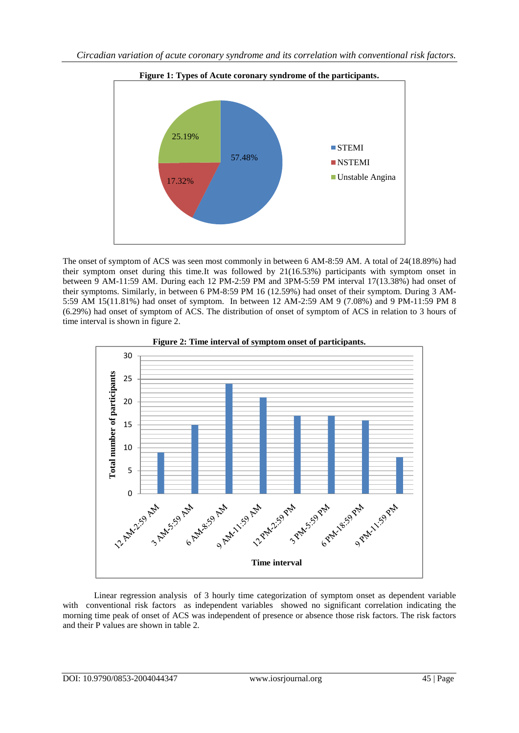**Figure 1: Types of Acute coronary syndrome of the participants.**

The onset of symptom of ACS was seen most commonly in between 6 AM-8:59 AM. A total of 24(18.89%) had their symptom onset during this time.It was followed by 21(16.53%) participants with symptom onset in between 9 AM-11:59 AM. During each 12 PM-2:59 PM and 3PM-5:59 PM interval 17(13.38%) had onset of their symptoms. Similarly, in between 6 PM-8:59 PM 16 (12.59%) had onset of their symptom. During 3 AM-5:59 AM 15(11.81%) had onset of symptom. In between 12 AM-2:59 AM 9 (7.08%) and 9 PM-11:59 PM 8 (6.29%) had onset of symptom of ACS. The distribution of onset of symptom of ACS in relation to 3 hours of time interval is shown in figure 2.

**Figure 2: Time interval of symptom onset of participants.**

Linear regression analysis of 3 hourly time categorization of symptom onset as dependent variable with conventional risk factors as independent variables showed no significant correlation indicating the morning time peak of onset of ACS was independent of presence or absence those risk factors. The risk factors and their P values are shown in table 2.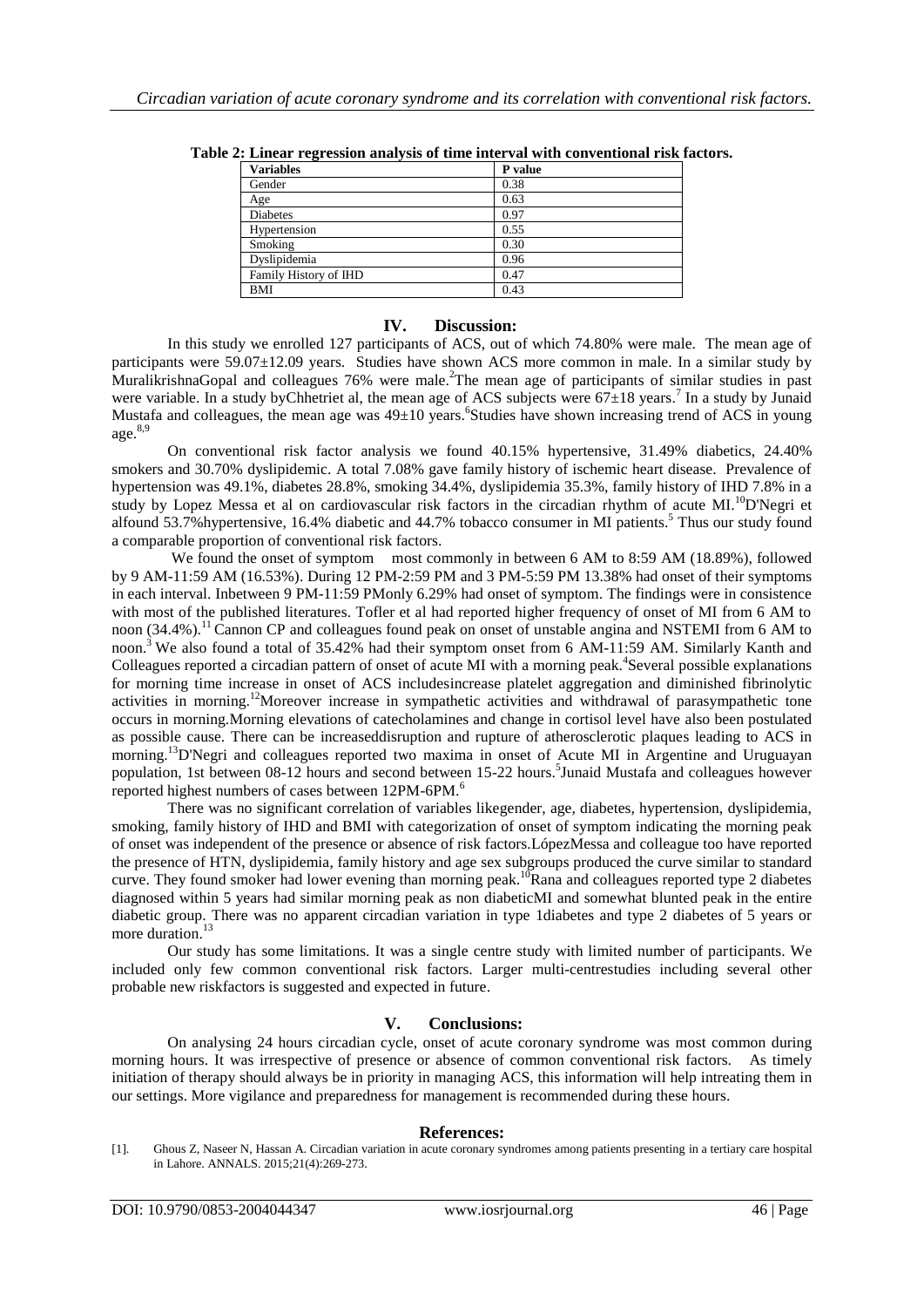**Table 2: Linear regression analysis of time interval with conventional risk factors.**

| Variables | P value |
|---|---|
| Gender | 0.38 |
| Age | 0.63 |
| Diabetes | 0.97 |
| Hypertension | 0.55 |
| Smoking | 0.30 |
| Dyslipidemia | 0.96 |
| Family History of IHD | 0.47 |
| BMI | 0.43 |

## IV. Discussion:

In this study we enrolled 127 participants of ACS, out of which 74.80% were male. The mean age of participants were 59.07±12.09 years. Studies have shown ACS more common in male. In a similar study by MuralikrishnaGopal and colleagues 76% were male.[2]The mean age of participants of similar studies in past were variable. In a study byChhetriet al, the mean age of ACS subjects were 67±18 years.[7] In a study by Junaid Mustafa and colleagues, the mean age was 49±10 years.[6]Studies have shown increasing trend of ACS in young age.[8,9]

On conventional risk factor analysis we found 40.15% hypertensive, 31.49% diabetics, 24.40% smokers and 30.70% dyslipidemic. A total 7.08% gave family history of ischemic heart disease. Prevalence of hypertension was 49.1%, diabetes 28.8%, smoking 34.4%, dyslipidemia 35.3%, family history of IHD 7.8% in a study by Lopez Messa et al on cardiovascular risk factors in the circadian rhythm of acute MI.[10]D'Negri et alfound 53.7%hypertensive, 16.4% diabetic and 44.7% tobacco consumer in MI patients.[5] Thus our study found a comparable proportion of conventional risk factors.

We found the onset of symptom most commonly in between 6 AM to 8:59 AM (18.89%), followed by 9 AM-11:59 AM (16.53%). During 12 PM-2:59 PM and 3 PM-5:59 PM 13.38% had onset of their symptoms in each interval. Inbetween 9 PM-11:59 PMonly 6.29% had onset of symptom. The findings were in consistence with most of the published literatures. Tofler et al had reported higher frequency of onset of MI from 6 AM to noon (34.4%).[11] Cannon CP and colleagues found peak on onset of unstable angina and NSTEMI from 6 AM to noon.[3] We also found a total of 35.42% had their symptom onset from 6 AM-11:59 AM. Similarly Kanth and Colleagues reported a circadian pattern of onset of acute MI with a morning peak.[4]Several possible explanations for morning time increase in onset of ACS includesincrease platelet aggregation and diminished fibrinolytic activities in morning.[12]Moreover increase in sympathetic activities and withdrawal of parasympathetic tone occurs in morning.Morning elevations of catecholamines and change in cortisol level have also been postulated as possible cause. There can be increaseddisruption and rupture of atherosclerotic plaques leading to ACS in morning.[13]D'Negri and colleagues reported two maxima in onset of Acute MI in Argentine and Uruguayan population, 1st between 08-12 hours and second between 15-22 hours.[5]Junaid Mustafa and colleagues however reported highest numbers of cases between 12PM-6PM.[6]

There was no significant correlation of variables likegender, age, diabetes, hypertension, dyslipidemia, smoking, family history of IHD and BMI with categorization of onset of symptom indicating the morning peak of onset was independent of the presence or absence of risk factors.LópezMessa and colleague too have reported the presence of HTN, dyslipidemia, family history and age sex subgroups produced the curve similar to standard curve. They found smoker had lower evening than morning peak.[10]Rana and colleagues reported type 2 diabetes diagnosed within 5 years had similar morning peak as non diabeticMI and somewhat blunted peak in the entire diabetic group. There was no apparent circadian variation in type 1diabetes and type 2 diabetes of 5 years or more duration.[13]

Our study has some limitations. It was a single centre study with limited number of participants. We included only few common conventional risk factors. Larger multi-centrestudies including several other probable new riskfactors is suggested and expected in future.

## V. Conclusions:

On analysing 24 hours circadian cycle, onset of acute coronary syndrome was most common during morning hours. It was irrespective of presence or absence of common conventional risk factors. As timely initiation of therapy should always be in priority in managing ACS, this information will help intreating them in our settings. More vigilance and preparedness for management is recommended during these hours.

## References:

[1]. Ghous Z, Naseer N, Hassan A. Circadian variation in acute coronary syndromes among patients presenting in a tertiary care hospital in Lahore. ANNALS. 2015;21(4):269-273.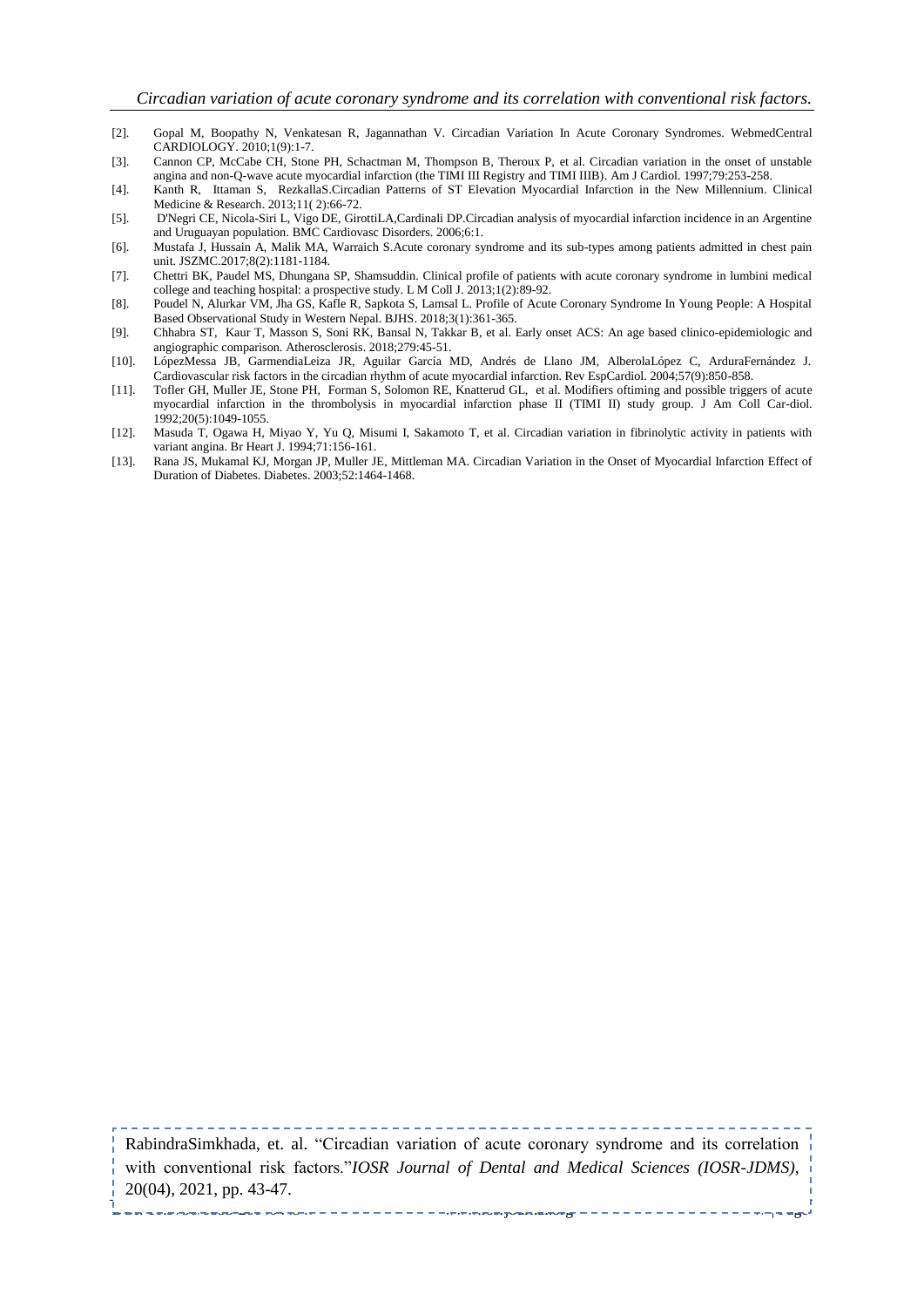[2]. Gopal M, Boopathy N, Venkatesan R, Jagannathan V. Circadian Variation In Acute Coronary Syndromes. WebmedCentral CARDIOLOGY. 2010;1(9):1-7.

[3]. Cannon CP, McCabe CH, Stone PH, Schactman M, Thompson B, Theroux P, et al. Circadian variation in the onset of unstable angina and non-Q-wave acute myocardial infarction (the TIMI III Registry and TIMI IIIB). Am J Cardiol. 1997;79:253-258.

[4]. Kanth R, Ittaman S, RezkallaS.Circadian Patterns of ST Elevation Myocardial Infarction in the New Millennium. Clinical Medicine & Research. 2013;11( 2):66-72.

[5]. D'Negri CE, Nicola-Siri L, Vigo DE, GirottiLA,Cardinali DP.Circadian analysis of myocardial infarction incidence in an Argentine and Uruguayan population. BMC Cardiovasc Disorders. 2006;6:1.

[6]. Mustafa J, Hussain A, Malik MA, Warraich S.Acute coronary syndrome and its sub-types among patients admitted in chest pain unit. JSZMC.2017;8(2):1181-1184.

[7]. Chettri BK, Paudel MS, Dhungana SP, Shamsuddin. Clinical profile of patients with acute coronary syndrome in lumbini medical college and teaching hospital: a prospective study. L M Coll J. 2013;1(2):89-92.

[8]. Poudel N, Alurkar VM, Jha GS, Kafle R, Sapkota S, Lamsal L. Profile of Acute Coronary Syndrome In Young People: A Hospital Based Observational Study in Western Nepal. BJHS. 2018;3(1):361-365.

[9]. Chhabra ST, Kaur T, Masson S, Soni RK, Bansal N, Takkar B, et al. Early onset ACS: An age based clinico-epidemiologic and angiographic comparison. Atherosclerosis. 2018;279:45-51.

[10]. LópezMessa JB, GarmendiaLeiza JR, Aguilar García MD, Andrés de Llano JM, AlberolaLópez C, ArduraFernández J. Cardiovascular risk factors in the circadian rhythm of acute myocardial infarction. Rev EspCardiol. 2004;57(9):850-858.

[11]. Tofler GH, Muller JE, Stone PH, Forman S, Solomon RE, Knatterud GL, et al. Modifiers oftiming and possible triggers of acute myocardial infarction in the thrombolysis in myocardial infarction phase II (TIMI II) study group. J Am Coll Car-diol. 1992;20(5):1049-1055.

[12]. Masuda T, Ogawa H, Miyao Y, Yu Q, Misumi I, Sakamoto T, et al. Circadian variation in fibrinolytic activity in patients with variant angina. Br Heart J. 1994;71:156-161.

[13]. Rana JS, Mukamal KJ, Morgan JP, Muller JE, Mittleman MA. Circadian Variation in the Onset of Myocardial Infarction Effect of Duration of Diabetes. Diabetes. 2003;52:1464-1468.

RabindraSimkhada, et. al. "Circadian variation of acute coronary syndrome and its correlation with conventional risk factors."*IOSR Journal of Dental and Medical Sciences (IOSR-JDMS)*, 20(04), 2021, pp. 43-47.